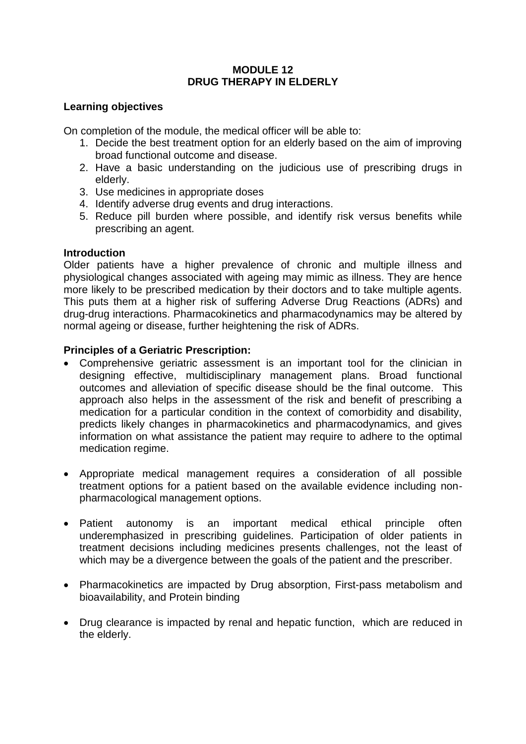# MODULE 12
# DRUG THERAPY IN ELDERLY

## Learning objectives

On completion of the module, the medical officer will be able to:

1. Decide the best treatment option for an elderly based on the aim of improving broad functional outcome and disease.
2. Have a basic understanding on the judicious use of prescribing drugs in elderly.
3. Use medicines in appropriate doses
4. Identify adverse drug events and drug interactions.
5. Reduce pill burden where possible, and identify risk versus benefits while prescribing an agent.

## Introduction

Older patients have a higher prevalence of chronic and multiple illness and physiological changes associated with ageing may mimic as illness. They are hence more likely to be prescribed medication by their doctors and to take multiple agents. This puts them at a higher risk of suffering Adverse Drug Reactions (ADRs) and drug-drug interactions. Pharmacokinetics and pharmacodynamics may be altered by normal ageing or disease, further heightening the risk of ADRs.

## Principles of a Geriatric Prescription:

- Comprehensive geriatric assessment is an important tool for the clinician in designing effective, multidisciplinary management plans. Broad functional outcomes and alleviation of specific disease should be the final outcome. This approach also helps in the assessment of the risk and benefit of prescribing a medication for a particular condition in the context of comorbidity and disability, predicts likely changes in pharmacokinetics and pharmacodynamics, and gives information on what assistance the patient may require to adhere to the optimal medication regime.

- Appropriate medical management requires a consideration of all possible treatment options for a patient based on the available evidence including non-pharmacological management options.

- Patient autonomy is an important medical ethical principle often underemphasized in prescribing guidelines. Participation of older patients in treatment decisions including medicines presents challenges, not the least of which may be a divergence between the goals of the patient and the prescriber.

- Pharmacokinetics are impacted by Drug absorption, First-pass metabolism and bioavailability, and Protein binding

- Drug clearance is impacted by renal and hepatic function, which are reduced in the elderly.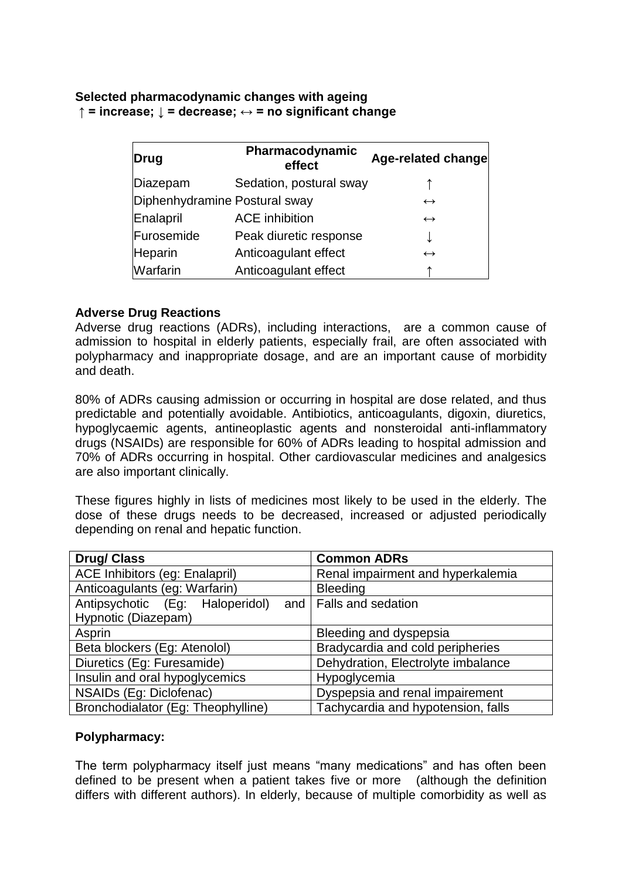**Selected pharmacodynamic changes with ageing**
**↑ = increase; ↓ = decrease; ↔ = no significant change**

| Drug | Pharmacodynamic effect | Age-related change |
|---|---|---|
| Diazepam | Sedation, postural sway | ↑ |
| Diphenhydramine | Postural sway | ↔ |
| Enalapril | ACE inhibition | ↔ |
| Furosemide | Peak diuretic response | ↓ |
| Heparin | Anticoagulant effect | ↔ |
| Warfarin | Anticoagulant effect | ↑ |

**Adverse Drug Reactions**

Adverse drug reactions (ADRs), including interactions, are a common cause of admission to hospital in elderly patients, especially frail, are often associated with polypharmacy and inappropriate dosage, and are an important cause of morbidity and death.

80% of ADRs causing admission or occurring in hospital are dose related, and thus predictable and potentially avoidable. Antibiotics, anticoagulants, digoxin, diuretics, hypoglycaemic agents, antineoplastic agents and nonsteroidal anti-inflammatory drugs (NSAIDs) are responsible for 60% of ADRs leading to hospital admission and 70% of ADRs occurring in hospital. Other cardiovascular medicines and analgesics are also important clinically.

These figures highly in lists of medicines most likely to be used in the elderly. The dose of these drugs needs to be decreased, increased or adjusted periodically depending on renal and hepatic function.

| Drug/ Class | Common ADRs |
|---|---|
| ACE Inhibitors (eg: Enalapril) | Renal impairment and hyperkalemia |
| Anticoagulants (eg: Warfarin) | Bleeding |
| Antipsychotic (Eg: Haloperidol) and Hypnotic (Diazepam) | Falls and sedation |
| Asprin | Bleeding and dyspepsia |
| Beta blockers (Eg: Atenolol) | Bradycardia and cold peripheries |
| Diuretics (Eg: Furesamide) | Dehydration, Electrolyte imbalance |
| Insulin and oral hypoglycemics | Hypoglycemia |
| NSAIDs (Eg: Diclofenac) | Dyspepsia and renal impairement |
| Bronchodialator (Eg: Theophylline) | Tachycardia and hypotension, falls |

**Polypharmacy:**

The term polypharmacy itself just means "many medications" and has often been defined to be present when a patient takes five or more (although the definition differs with different authors). In elderly, because of multiple comorbidity as well as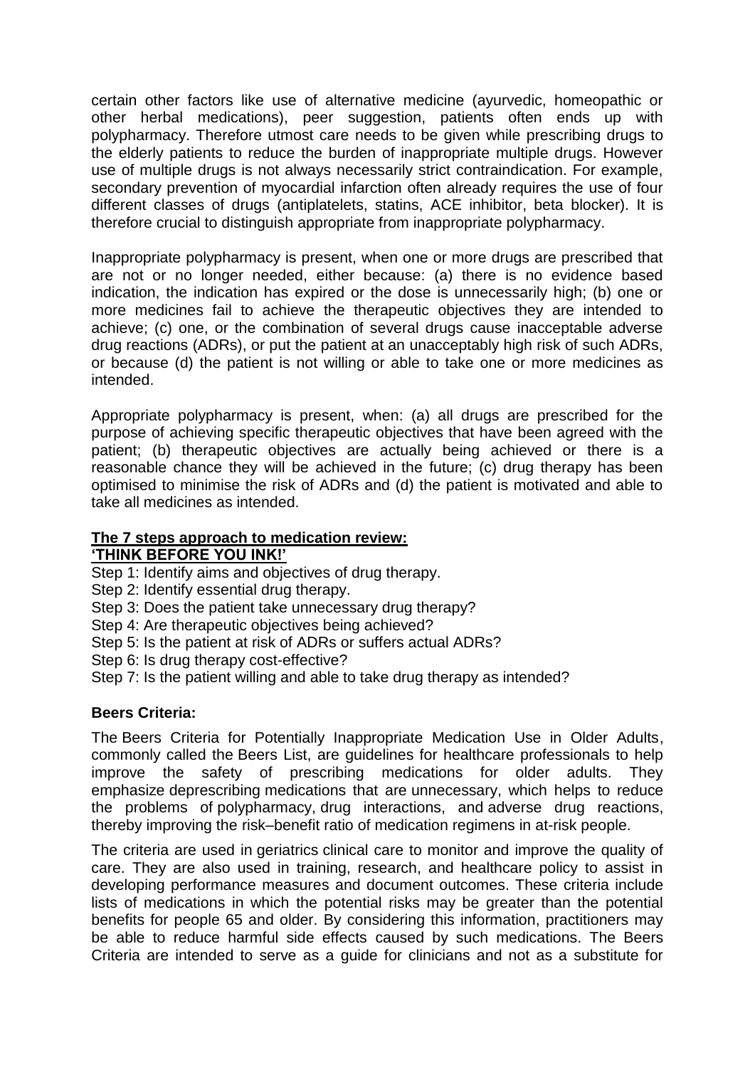certain other factors like use of alternative medicine (ayurvedic, homeopathic or other herbal medications), peer suggestion, patients often ends up with polypharmacy. Therefore utmost care needs to be given while prescribing drugs to the elderly patients to reduce the burden of inappropriate multiple drugs. However use of multiple drugs is not always necessarily strict contraindication. For example, secondary prevention of myocardial infarction often already requires the use of four different classes of drugs (antiplatelets, statins, ACE inhibitor, beta blocker). It is therefore crucial to distinguish appropriate from inappropriate polypharmacy.

Inappropriate polypharmacy is present, when one or more drugs are prescribed that are not or no longer needed, either because: (a) there is no evidence based indication, the indication has expired or the dose is unnecessarily high; (b) one or more medicines fail to achieve the therapeutic objectives they are intended to achieve; (c) one, or the combination of several drugs cause inacceptable adverse drug reactions (ADRs), or put the patient at an unacceptably high risk of such ADRs, or because (d) the patient is not willing or able to take one or more medicines as intended.

Appropriate polypharmacy is present, when: (a) all drugs are prescribed for the purpose of achieving specific therapeutic objectives that have been agreed with the patient; (b) therapeutic objectives are actually being achieved or there is a reasonable chance they will be achieved in the future; (c) drug therapy has been optimised to minimise the risk of ADRs and (d) the patient is motivated and able to take all medicines as intended.

**The 7 steps approach to medication review:**
**'THINK BEFORE YOU INK!'**

Step 1: Identify aims and objectives of drug therapy.
Step 2: Identify essential drug therapy.
Step 3: Does the patient take unnecessary drug therapy?
Step 4: Are therapeutic objectives being achieved?
Step 5: Is the patient at risk of ADRs or suffers actual ADRs?
Step 6: Is drug therapy cost-effective?
Step 7: Is the patient willing and able to take drug therapy as intended?

**Beers Criteria:**

The Beers Criteria for Potentially Inappropriate Medication Use in Older Adults, commonly called the Beers List, are guidelines for healthcare professionals to help improve the safety of prescribing medications for older adults. They emphasize deprescribing medications that are unnecessary, which helps to reduce the problems of polypharmacy, drug interactions, and adverse drug reactions, thereby improving the risk–benefit ratio of medication regimens in at-risk people.

The criteria are used in geriatrics clinical care to monitor and improve the quality of care. They are also used in training, research, and healthcare policy to assist in developing performance measures and document outcomes. These criteria include lists of medications in which the potential risks may be greater than the potential benefits for people 65 and older. By considering this information, practitioners may be able to reduce harmful side effects caused by such medications. The Beers Criteria are intended to serve as a guide for clinicians and not as a substitute for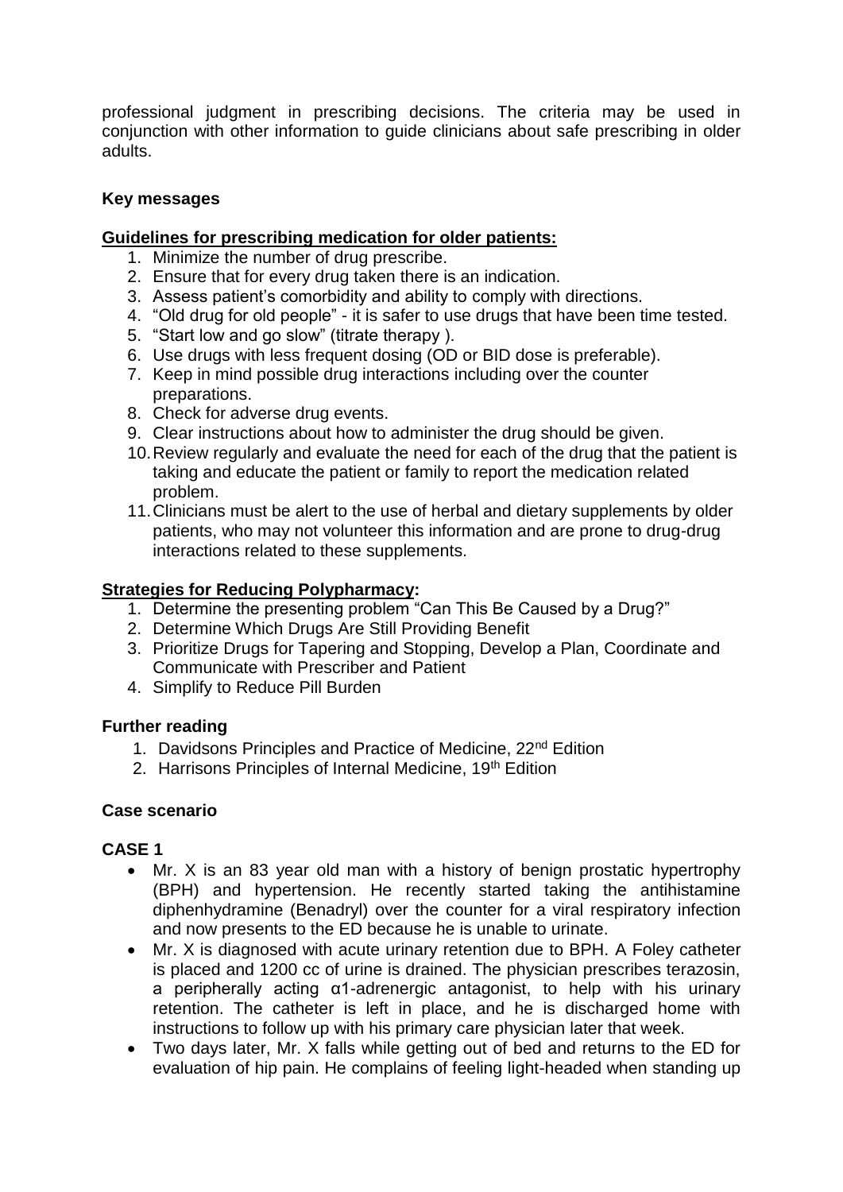professional judgment in prescribing decisions. The criteria may be used in conjunction with other information to guide clinicians about safe prescribing in older adults.

**Key messages**

**Guidelines for prescribing medication for older patients:**

1. Minimize the number of drug prescribe.
2. Ensure that for every drug taken there is an indication.
3. Assess patient's comorbidity and ability to comply with directions.
4. "Old drug for old people" - it is safer to use drugs that have been time tested.
5. "Start low and go slow" (titrate therapy ).
6. Use drugs with less frequent dosing (OD or BID dose is preferable).
7. Keep in mind possible drug interactions including over the counter preparations.
8. Check for adverse drug events.
9. Clear instructions about how to administer the drug should be given.
10. Review regularly and evaluate the need for each of the drug that the patient is taking and educate the patient or family to report the medication related problem.
11. Clinicians must be alert to the use of herbal and dietary supplements by older patients, who may not volunteer this information and are prone to drug-drug interactions related to these supplements.

**Strategies for Reducing Polypharmacy:**

1. Determine the presenting problem "Can This Be Caused by a Drug?"
2. Determine Which Drugs Are Still Providing Benefit
3. Prioritize Drugs for Tapering and Stopping, Develop a Plan, Coordinate and Communicate with Prescriber and Patient
4. Simplify to Reduce Pill Burden

**Further reading**

1. Davidsons Principles and Practice of Medicine, 22nd Edition
2. Harrisons Principles of Internal Medicine, 19th Edition

**Case scenario**

**CASE 1**

- Mr. X is an 83 year old man with a history of benign prostatic hypertrophy (BPH) and hypertension. He recently started taking the antihistamine diphenhydramine (Benadryl) over the counter for a viral respiratory infection and now presents to the ED because he is unable to urinate.
- Mr. X is diagnosed with acute urinary retention due to BPH. A Foley catheter is placed and 1200 cc of urine is drained. The physician prescribes terazosin, a peripherally acting α1-adrenergic antagonist, to help with his urinary retention. The catheter is left in place, and he is discharged home with instructions to follow up with his primary care physician later that week.
- Two days later, Mr. X falls while getting out of bed and returns to the ED for evaluation of hip pain. He complains of feeling light-headed when standing up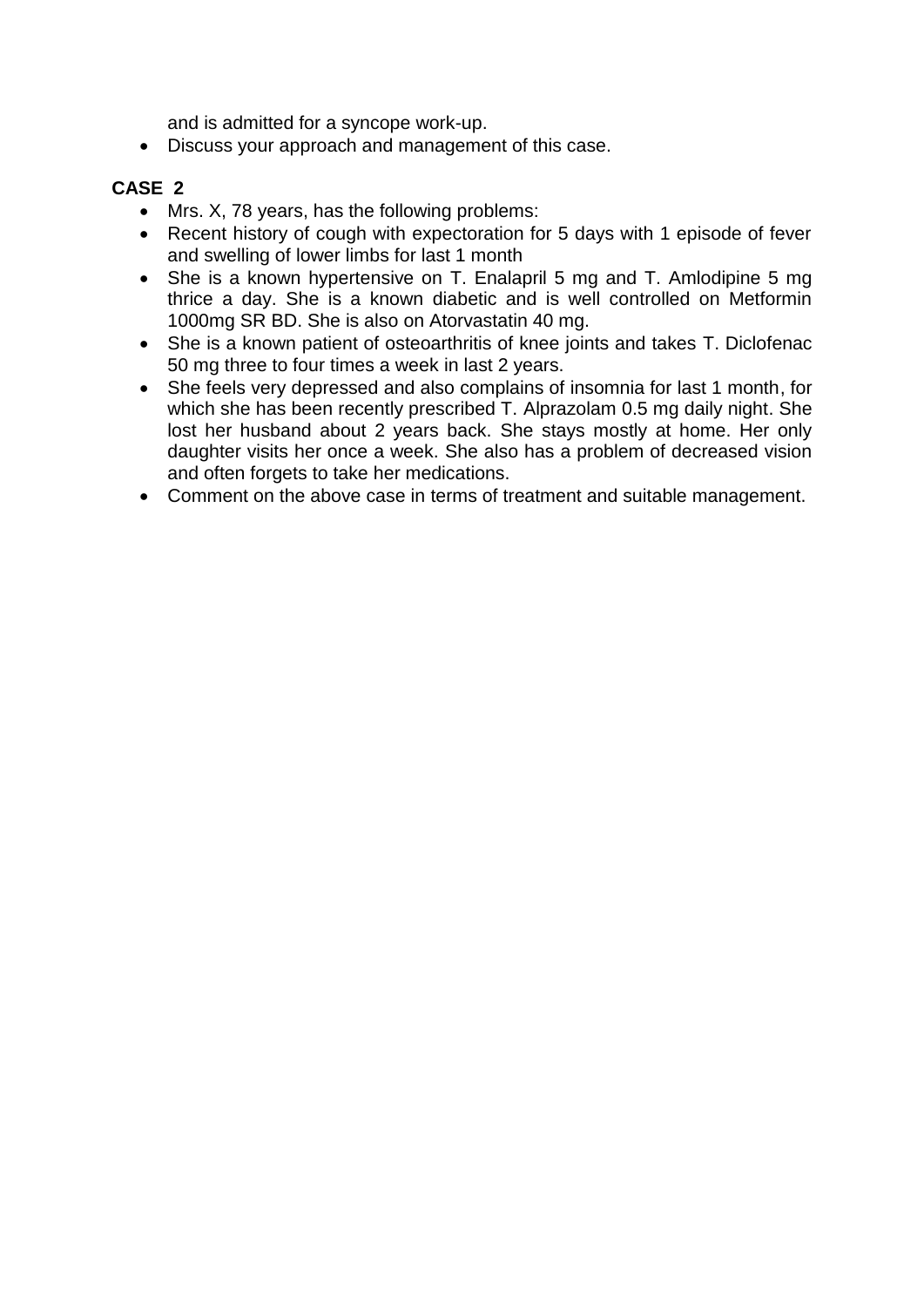and is admitted for a syncope work-up.

- Discuss your approach and management of this case.

**CASE 2**

- Mrs. X, 78 years, has the following problems:
- Recent history of cough with expectoration for 5 days with 1 episode of fever and swelling of lower limbs for last 1 month
- She is a known hypertensive on T. Enalapril 5 mg and T. Amlodipine 5 mg thrice a day. She is a known diabetic and is well controlled on Metformin 1000mg SR BD. She is also on Atorvastatin 40 mg.
- She is a known patient of osteoarthritis of knee joints and takes T. Diclofenac 50 mg three to four times a week in last 2 years.
- She feels very depressed and also complains of insomnia for last 1 month, for which she has been recently prescribed T. Alprazolam 0.5 mg daily night. She lost her husband about 2 years back. She stays mostly at home. Her only daughter visits her once a week. She also has a problem of decreased vision and often forgets to take her medications.
- Comment on the above case in terms of treatment and suitable management.